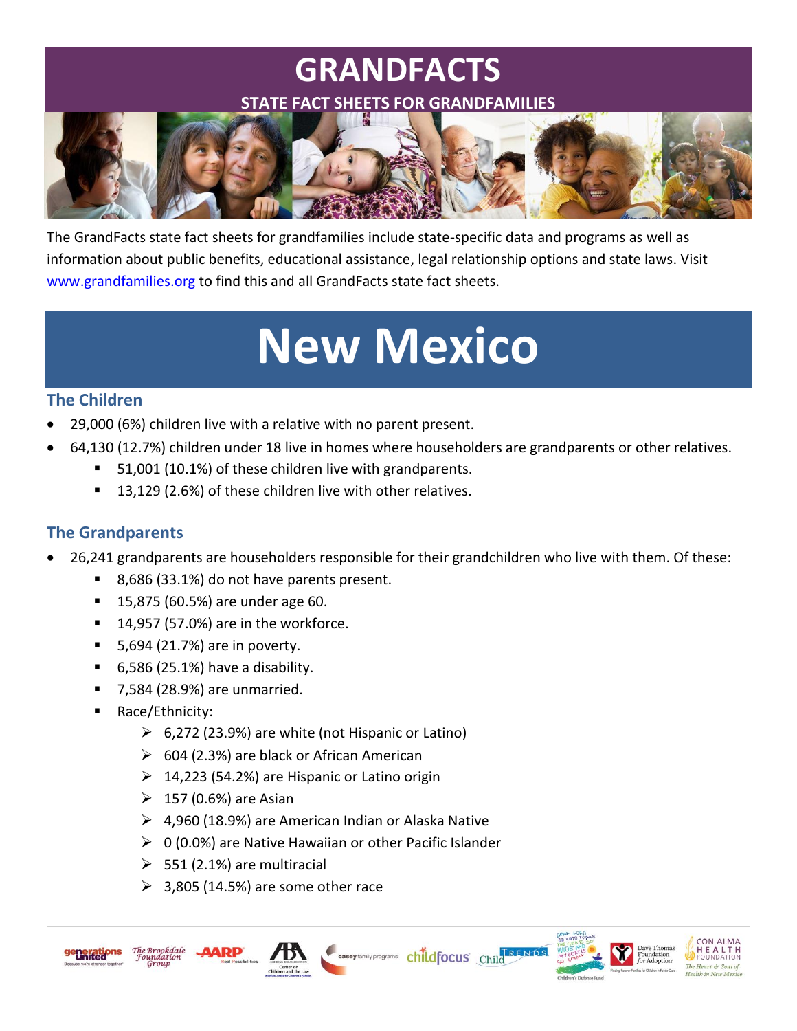# GRANDFACTS

**STATE FACT SHEETS FOR GRANDFAMILIES**

The GrandFacts state fact sheets for grandfamilies include state-specific data and programs as well as information about public benefits, educational assistance, legal relationship options and state laws. Visit www.grandfamilies.org to find this and all GrandFacts state fact sheets.

# New Mexico

## The Children

- 29,000 (6%) children live with a relative with no parent present.
- 64,130 (12.7%) children under 18 live in homes where householders are grandparents or other relatives.
  - 51,001 (10.1%) of these children live with grandparents.
  - 13,129 (2.6%) of these children live with other relatives.

## The Grandparents

- 26,241 grandparents are householders responsible for their grandchildren who live with them. Of these:
  - 8,686 (33.1%) do not have parents present.
  - 15,875 (60.5%) are under age 60.
  - 14,957 (57.0%) are in the workforce.
  - 5,694 (21.7%) are in poverty.
  - 6,586 (25.1%) have a disability.
  - 7,584 (28.9%) are unmarried.
  - Race/Ethnicity:
    - 6,272 (23.9%) are white (not Hispanic or Latino)
    - 604 (2.3%) are black or African American
    - 14,223 (54.2%) are Hispanic or Latino origin
    - 157 (0.6%) are Asian
    - 4,960 (18.9%) are American Indian or Alaska Native
    - 0 (0.0%) are Native Hawaiian or other Pacific Islander
    - 551 (2.1%) are multiracial
    - 3,805 (14.5%) are some other race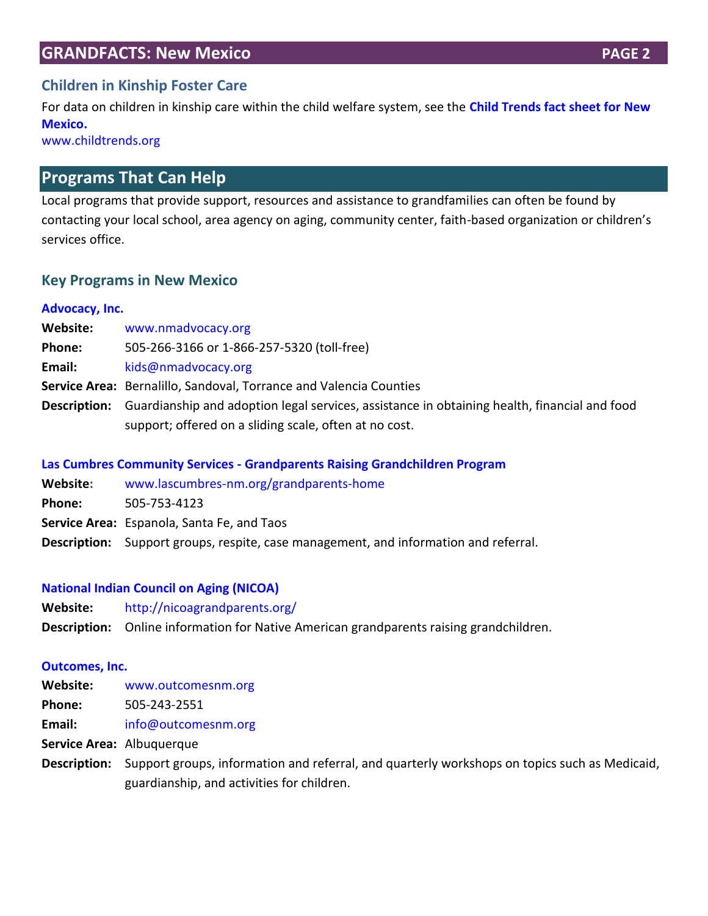## Children in Kinship Foster Care

For data on children in kinship care within the child welfare system, see the **Child Trends fact sheet for New Mexico.**
www.childtrends.org

## Programs That Can Help

Local programs that provide support, resources and assistance to grandfamilies can often be found by contacting your local school, area agency on aging, community center, faith-based organization or children's services office.

### Key Programs in New Mexico

**Advocacy, Inc.**

**Website:** www.nmadvocacy.org
**Phone:** 505-266-3166 or 1-866-257-5320 (toll-free)
**Email:** kids@nmadvocacy.org
**Service Area:** Bernalillo, Sandoval, Torrance and Valencia Counties
**Description:** Guardianship and adoption legal services, assistance in obtaining health, financial and food support; offered on a sliding scale, often at no cost.

**Las Cumbres Community Services - Grandparents Raising Grandchildren Program**

**Website:** www.lascumbres-nm.org/grandparents-home
**Phone:** 505-753-4123
**Service Area:** Espanola, Santa Fe, and Taos
**Description:** Support groups, respite, case management, and information and referral.

**National Indian Council on Aging (NICOA)**

**Website:** http://nicoagrandparents.org/
**Description:** Online information for Native American grandparents raising grandchildren.

**Outcomes, Inc.**

**Website:** www.outcomesnm.org
**Phone:** 505-243-2551
**Email:** info@outcomesnm.org
**Service Area:** Albuquerque
**Description:** Support groups, information and referral, and quarterly workshops on topics such as Medicaid, guardianship, and activities for children.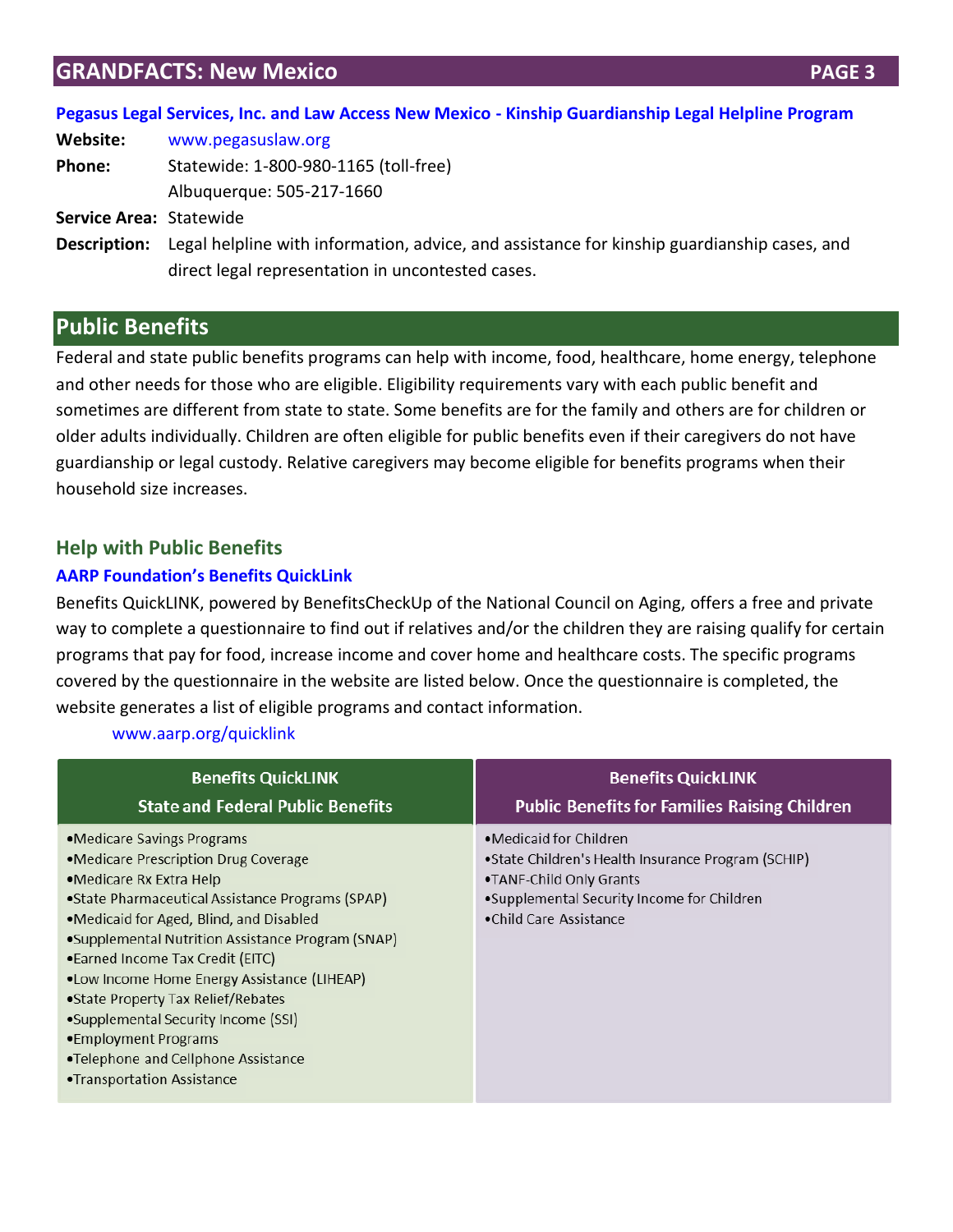### Pegasus Legal Services, Inc. and Law Access New Mexico - Kinship Guardianship Legal Helpline Program

**Website:** www.pegasuslaw.org

**Phone:** Statewide: 1-800-980-1165 (toll-free)
Albuquerque: 505-217-1660

**Service Area:** Statewide

**Description:** Legal helpline with information, advice, and assistance for kinship guardianship cases, and direct legal representation in uncontested cases.

## Public Benefits

Federal and state public benefits programs can help with income, food, healthcare, home energy, telephone and other needs for those who are eligible. Eligibility requirements vary with each public benefit and sometimes are different from state to state. Some benefits are for the family and others are for children or older adults individually. Children are often eligible for public benefits even if their caregivers do not have guardianship or legal custody. Relative caregivers may become eligible for benefits programs when their household size increases.

### Help with Public Benefits

#### AARP Foundation's Benefits QuickLink

Benefits QuickLINK, powered by BenefitsCheckUp of the National Council on Aging, offers a free and private way to complete a questionnaire to find out if relatives and/or the children they are raising qualify for certain programs that pay for food, increase income and cover home and healthcare costs. The specific programs covered by the questionnaire in the website are listed below. Once the questionnaire is completed, the website generates a list of eligible programs and contact information.

www.aarp.org/quicklink

| Benefits QuickLINK State and Federal Public Benefits | Benefits QuickLINK Public Benefits for Families Raising Children |
|---|---|
| •Medicare Savings Programs<br>•Medicare Prescription Drug Coverage<br>•Medicare Rx Extra Help<br>•State Pharmaceutical Assistance Programs (SPAP)<br>•Medicaid for Aged, Blind, and Disabled<br>•Supplemental Nutrition Assistance Program (SNAP)<br>•Earned Income Tax Credit (EITC)<br>•Low Income Home Energy Assistance (LIHEAP)<br>•State Property Tax Relief/Rebates<br>•Supplemental Security Income (SSI)<br>•Employment Programs<br>•Telephone and Cellphone Assistance<br>•Transportation Assistance | •Medicaid for Children<br>•State Children's Health Insurance Program (SCHIP)<br>•TANF-Child Only Grants<br>•Supplemental Security Income for Children<br>•Child Care Assistance |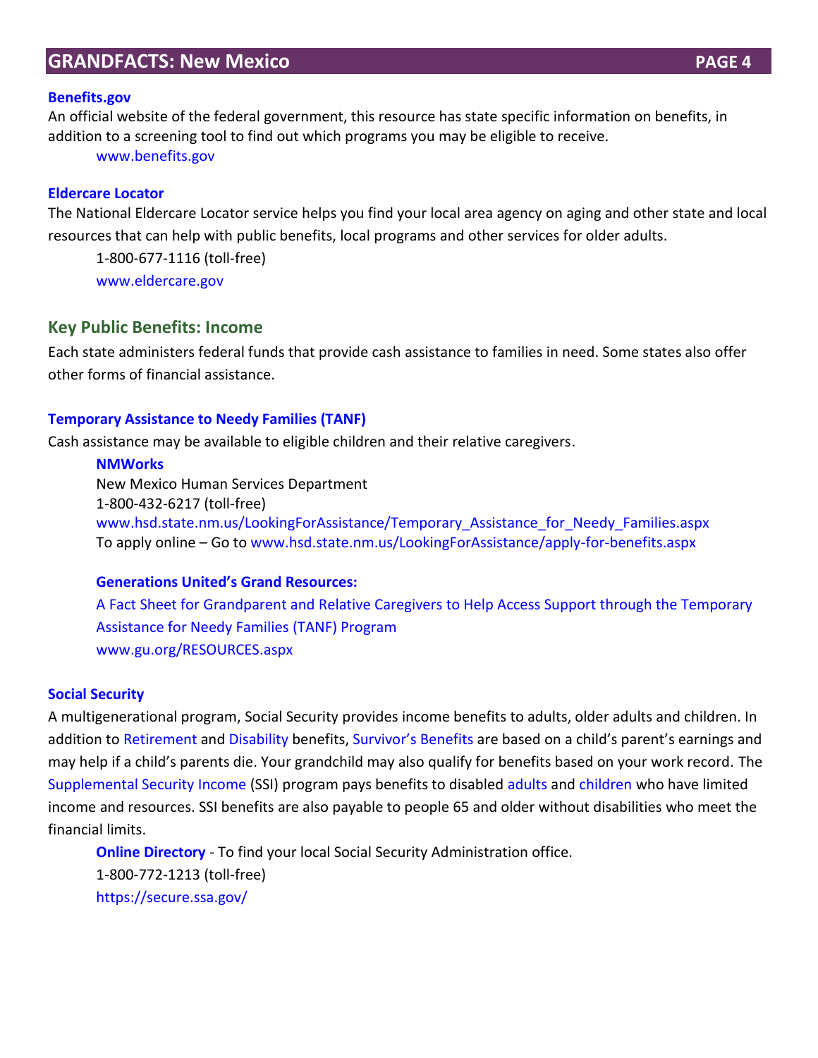### Benefits.gov

An official website of the federal government, this resource has state specific information on benefits, in addition to a screening tool to find out which programs you may be eligible to receive.

www.benefits.gov

### Eldercare Locator

The National Eldercare Locator service helps you find your local area agency on aging and other state and local resources that can help with public benefits, local programs and other services for older adults.

1-800-677-1116 (toll-free)
www.eldercare.gov

## Key Public Benefits: Income

Each state administers federal funds that provide cash assistance to families in need. Some states also offer other forms of financial assistance.

### Temporary Assistance to Needy Families (TANF)

Cash assistance may be available to eligible children and their relative caregivers.

**NMWorks**
New Mexico Human Services Department
1-800-432-6217 (toll-free)
www.hsd.state.nm.us/LookingForAssistance/Temporary_Assistance_for_Needy_Families.aspx
To apply online – Go to www.hsd.state.nm.us/LookingForAssistance/apply-for-benefits.aspx

**Generations United's Grand Resources:**
A Fact Sheet for Grandparent and Relative Caregivers to Help Access Support through the Temporary Assistance for Needy Families (TANF) Program
www.gu.org/RESOURCES.aspx

### Social Security

A multigenerational program, Social Security provides income benefits to adults, older adults and children. In addition to Retirement and Disability benefits, Survivor's Benefits are based on a child's parent's earnings and may help if a child's parents die. Your grandchild may also qualify for benefits based on your work record. The Supplemental Security Income (SSI) program pays benefits to disabled adults and children who have limited income and resources. SSI benefits are also payable to people 65 and older without disabilities who meet the financial limits.

**Online Directory** - To find your local Social Security Administration office.
1-800-772-1213 (toll-free)
https://secure.ssa.gov/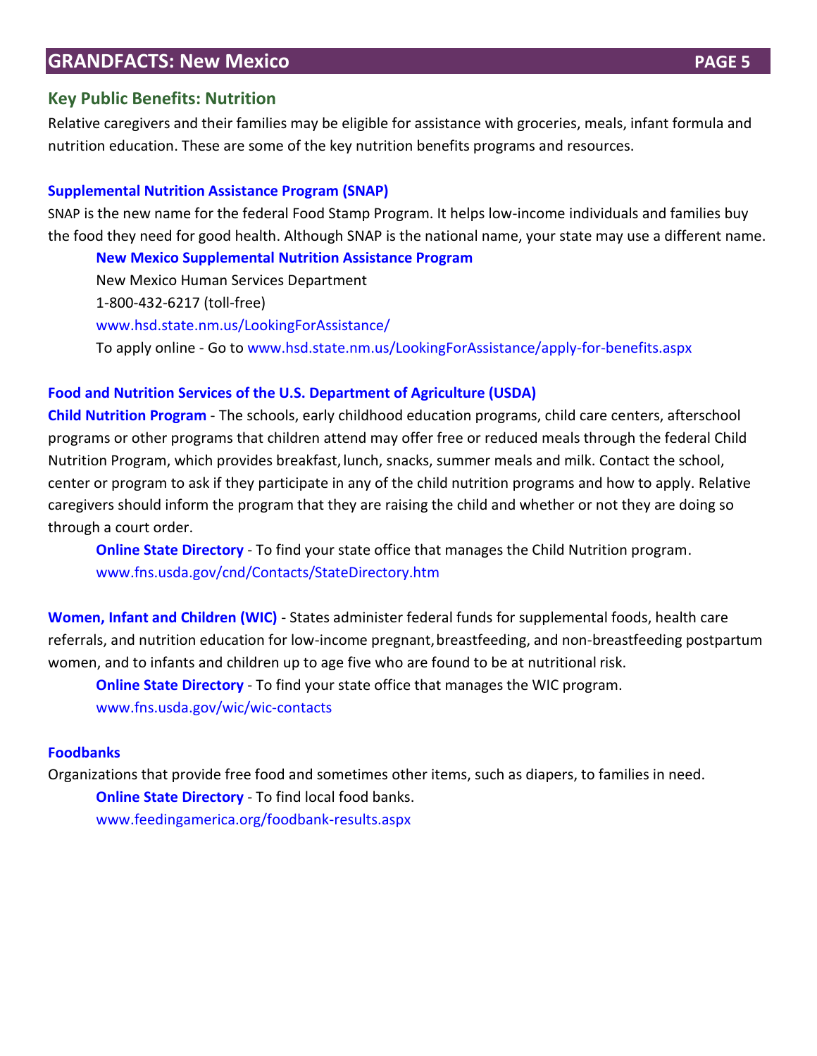## Key Public Benefits: Nutrition

Relative caregivers and their families may be eligible for assistance with groceries, meals, infant formula and nutrition education. These are some of the key nutrition benefits programs and resources.

### Supplemental Nutrition Assistance Program (SNAP)

SNAP is the new name for the federal Food Stamp Program. It helps low-income individuals and families buy the food they need for good health. Although SNAP is the national name, your state may use a different name.

> **New Mexico Supplemental Nutrition Assistance Program**
> New Mexico Human Services Department
> 1-800-432-6217 (toll-free)
> www.hsd.state.nm.us/LookingForAssistance/
> To apply online - Go to www.hsd.state.nm.us/LookingForAssistance/apply-for-benefits.aspx

### Food and Nutrition Services of the U.S. Department of Agriculture (USDA)

**Child Nutrition Program** - The schools, early childhood education programs, child care centers, afterschool programs or other programs that children attend may offer free or reduced meals through the federal Child Nutrition Program, which provides breakfast, lunch, snacks, summer meals and milk. Contact the school, center or program to ask if they participate in any of the child nutrition programs and how to apply. Relative caregivers should inform the program that they are raising the child and whether or not they are doing so through a court order.

> **Online State Directory** - To find your state office that manages the Child Nutrition program.
> www.fns.usda.gov/cnd/Contacts/StateDirectory.htm

**Women, Infant and Children (WIC)** - States administer federal funds for supplemental foods, health care referrals, and nutrition education for low-income pregnant, breastfeeding, and non-breastfeeding postpartum women, and to infants and children up to age five who are found to be at nutritional risk.

> **Online State Directory** - To find your state office that manages the WIC program.
> www.fns.usda.gov/wic/wic-contacts

### Foodbanks

Organizations that provide free food and sometimes other items, such as diapers, to families in need.

> **Online State Directory** - To find local food banks.
> www.feedingamerica.org/foodbank-results.aspx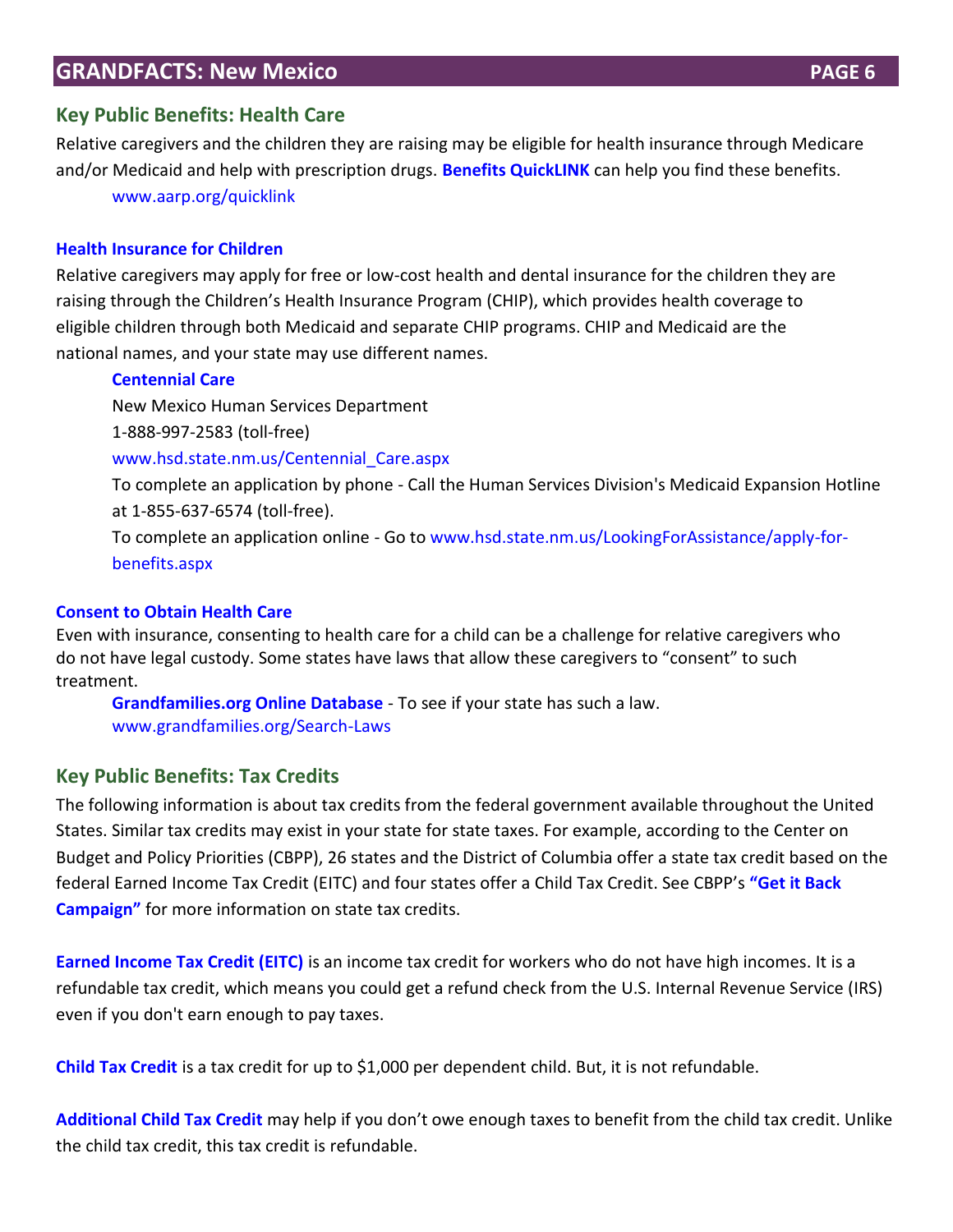## Key Public Benefits: Health Care

Relative caregivers and the children they are raising may be eligible for health insurance through Medicare and/or Medicaid and help with prescription drugs. **Benefits QuickLINK** can help you find these benefits.

www.aarp.org/quicklink

### Health Insurance for Children

Relative caregivers may apply for free or low-cost health and dental insurance for the children they are raising through the Children's Health Insurance Program (CHIP), which provides health coverage to eligible children through both Medicaid and separate CHIP programs. CHIP and Medicaid are the national names, and your state may use different names.

**Centennial Care**
New Mexico Human Services Department
1-888-997-2583 (toll-free)
www.hsd.state.nm.us/Centennial_Care.aspx
To complete an application by phone - Call the Human Services Division's Medicaid Expansion Hotline at 1-855-637-6574 (toll-free).
To complete an application online - Go to www.hsd.state.nm.us/LookingForAssistance/apply-for-benefits.aspx

### Consent to Obtain Health Care

Even with insurance, consenting to health care for a child can be a challenge for relative caregivers who do not have legal custody. Some states have laws that allow these caregivers to "consent" to such treatment.

**Grandfamilies.org Online Database** - To see if your state has such a law.
www.grandfamilies.org/Search-Laws

## Key Public Benefits: Tax Credits

The following information is about tax credits from the federal government available throughout the United States. Similar tax credits may exist in your state for state taxes. For example, according to the Center on Budget and Policy Priorities (CBPP), 26 states and the District of Columbia offer a state tax credit based on the federal Earned Income Tax Credit (EITC) and four states offer a Child Tax Credit. See CBPP's **"Get it Back Campaign"** for more information on state tax credits.

**Earned Income Tax Credit (EITC)** is an income tax credit for workers who do not have high incomes. It is a refundable tax credit, which means you could get a refund check from the U.S. Internal Revenue Service (IRS) even if you don't earn enough to pay taxes.

**Child Tax Credit** is a tax credit for up to $1,000 per dependent child. But, it is not refundable.

**Additional Child Tax Credit** may help if you don't owe enough taxes to benefit from the child tax credit. Unlike the child tax credit, this tax credit is refundable.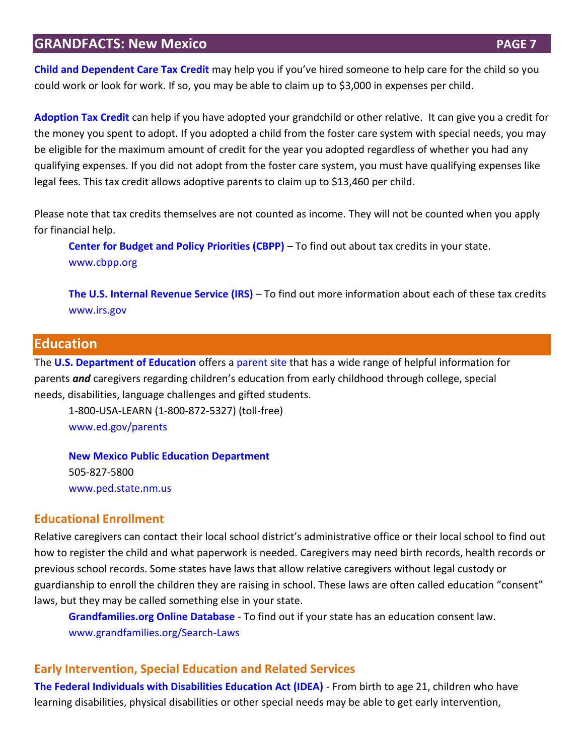**Child and Dependent Care Tax Credit** may help you if you've hired someone to help care for the child so you could work or look for work. If so, you may be able to claim up to $3,000 in expenses per child.

**Adoption Tax Credit** can help if you have adopted your grandchild or other relative. It can give you a credit for the money you spent to adopt. If you adopted a child from the foster care system with special needs, you may be eligible for the maximum amount of credit for the year you adopted regardless of whether you had any qualifying expenses. If you did not adopt from the foster care system, you must have qualifying expenses like legal fees. This tax credit allows adoptive parents to claim up to $13,460 per child.

Please note that tax credits themselves are not counted as income. They will not be counted when you apply for financial help.

> **Center for Budget and Policy Priorities (CBPP)** – To find out about tax credits in your state.
> www.cbpp.org
>
> **The U.S. Internal Revenue Service (IRS)** – To find out more information about each of these tax credits
> www.irs.gov

## Education

The **U.S. Department of Education** offers a parent site that has a wide range of helpful information for parents ***and*** caregivers regarding children's education from early childhood through college, special needs, disabilities, language challenges and gifted students.

> 1-800-USA-LEARN (1-800-872-5327) (toll-free)
> www.ed.gov/parents
>
> **New Mexico Public Education Department**
> 505-827-5800
> www.ped.state.nm.us

### Educational Enrollment

Relative caregivers can contact their local school district's administrative office or their local school to find out how to register the child and what paperwork is needed. Caregivers may need birth records, health records or previous school records. Some states have laws that allow relative caregivers without legal custody or guardianship to enroll the children they are raising in school. These laws are often called education "consent" laws, but they may be called something else in your state.

> **Grandfamilies.org Online Database** - To find out if your state has an education consent law.
> www.grandfamilies.org/Search-Laws

### Early Intervention, Special Education and Related Services

**The Federal Individuals with Disabilities Education Act (IDEA)** - From birth to age 21, children who have learning disabilities, physical disabilities or other special needs may be able to get early intervention,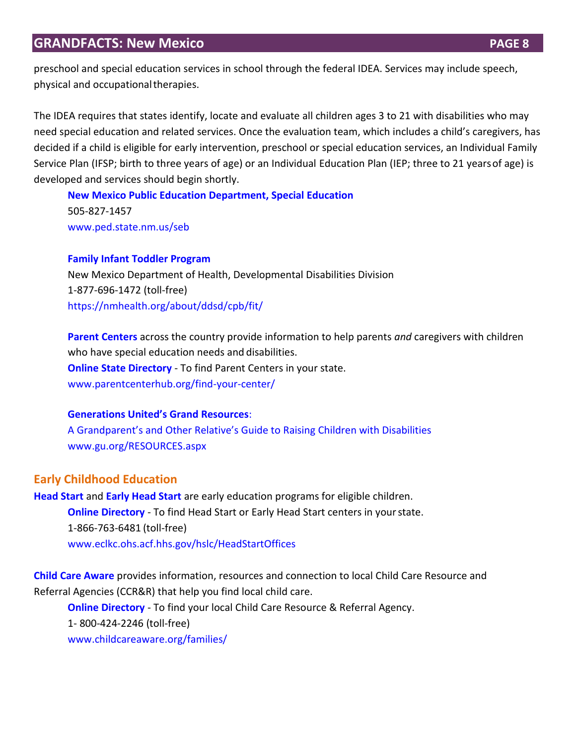preschool and special education services in school through the federal IDEA. Services may include speech, physical and occupational therapies.

The IDEA requires that states identify, locate and evaluate all children ages 3 to 21 with disabilities who may need special education and related services. Once the evaluation team, which includes a child's caregivers, has decided if a child is eligible for early intervention, preschool or special education services, an Individual Family Service Plan (IFSP; birth to three years of age) or an Individual Education Plan (IEP; three to 21 years of age) is developed and services should begin shortly.

**New Mexico Public Education Department, Special Education**
505-827-1457
www.ped.state.nm.us/seb

**Family Infant Toddler Program**
New Mexico Department of Health, Developmental Disabilities Division
1-877-696-1472 (toll-free)
https://nmhealth.org/about/ddsd/cpb/fit/

**Parent Centers** across the country provide information to help parents *and* caregivers with children who have special education needs and disabilities.
**Online State Directory** - To find Parent Centers in your state.
www.parentcenterhub.org/find-your-center/

**Generations United's Grand Resources**:
A Grandparent's and Other Relative's Guide to Raising Children with Disabilities
www.gu.org/RESOURCES.aspx

## Early Childhood Education

**Head Start** and **Early Head Start** are early education programs for eligible children.
**Online Directory** - To find Head Start or Early Head Start centers in your state.
1-866-763-6481 (toll-free)
www.eclkc.ohs.acf.hhs.gov/hslc/HeadStartOffices

**Child Care Aware** provides information, resources and connection to local Child Care Resource and Referral Agencies (CCR&R) that help you find local child care.
**Online Directory** - To find your local Child Care Resource & Referral Agency.
1- 800-424-2246 (toll-free)
www.childcareaware.org/families/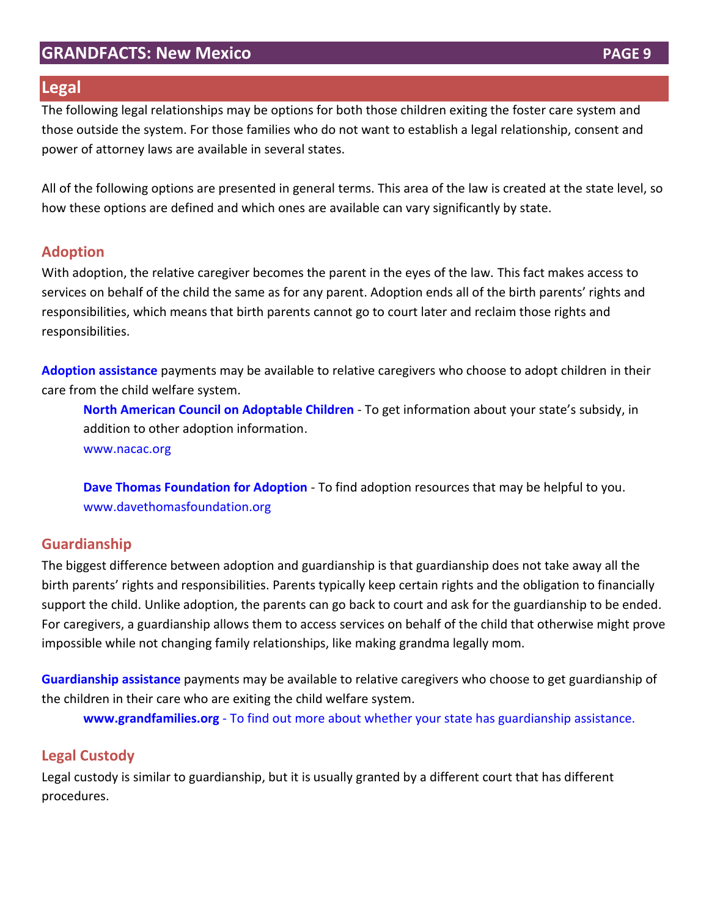## Legal

The following legal relationships may be options for both those children exiting the foster care system and those outside the system. For those families who do not want to establish a legal relationship, consent and power of attorney laws are available in several states.

All of the following options are presented in general terms. This area of the law is created at the state level, so how these options are defined and which ones are available can vary significantly by state.

### Adoption

With adoption, the relative caregiver becomes the parent in the eyes of the law. This fact makes access to services on behalf of the child the same as for any parent. Adoption ends all of the birth parents' rights and responsibilities, which means that birth parents cannot go to court later and reclaim those rights and responsibilities.

**Adoption assistance** payments may be available to relative caregivers who choose to adopt children in their care from the child welfare system.

> **North American Council on Adoptable Children** - To get information about your state's subsidy, in addition to other adoption information.
> www.nacac.org
>
> **Dave Thomas Foundation for Adoption** - To find adoption resources that may be helpful to you.
> www.davethomasfoundation.org

### Guardianship

The biggest difference between adoption and guardianship is that guardianship does not take away all the birth parents' rights and responsibilities. Parents typically keep certain rights and the obligation to financially support the child. Unlike adoption, the parents can go back to court and ask for the guardianship to be ended. For caregivers, a guardianship allows them to access services on behalf of the child that otherwise might prove impossible while not changing family relationships, like making grandma legally mom.

**Guardianship assistance** payments may be available to relative caregivers who choose to get guardianship of the children in their care who are exiting the child welfare system.

> **www.grandfamilies.org** - To find out more about whether your state has guardianship assistance.

### Legal Custody

Legal custody is similar to guardianship, but it is usually granted by a different court that has different procedures.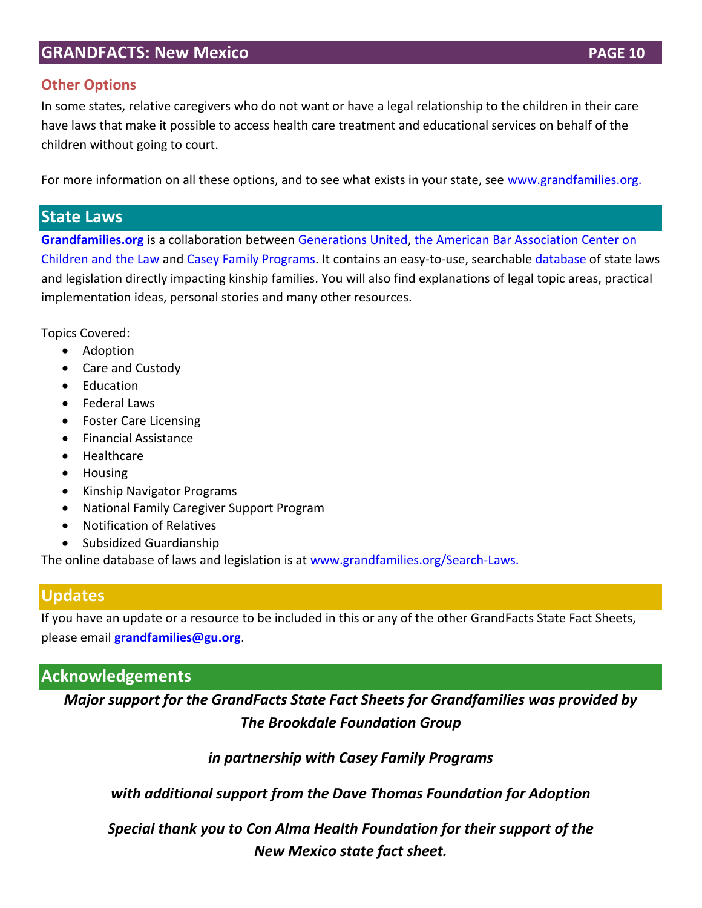## Other Options

In some states, relative caregivers who do not want or have a legal relationship to the children in their care have laws that make it possible to access health care treatment and educational services on behalf of the children without going to court.

For more information on all these options, and to see what exists in your state, see www.grandfamilies.org.

## State Laws

**Grandfamilies.org** is a collaboration between Generations United, the American Bar Association Center on Children and the Law and Casey Family Programs. It contains an easy-to-use, searchable database of state laws and legislation directly impacting kinship families. You will also find explanations of legal topic areas, practical implementation ideas, personal stories and many other resources.

Topics Covered:

- Adoption
- Care and Custody
- Education
- Federal Laws
- Foster Care Licensing
- Financial Assistance
- Healthcare
- Housing
- Kinship Navigator Programs
- National Family Caregiver Support Program
- Notification of Relatives
- Subsidized Guardianship

The online database of laws and legislation is at www.grandfamilies.org/Search-Laws.

## Updates

If you have an update or a resource to be included in this or any of the other GrandFacts State Fact Sheets, please email **grandfamilies@gu.org**.

## Acknowledgements

***Major support for the GrandFacts State Fact Sheets for Grandfamilies was provided by The Brookdale Foundation Group***

***in partnership with Casey Family Programs***

***with additional support from the Dave Thomas Foundation for Adoption***

***Special thank you to Con Alma Health Foundation for their support of the New Mexico state fact sheet.***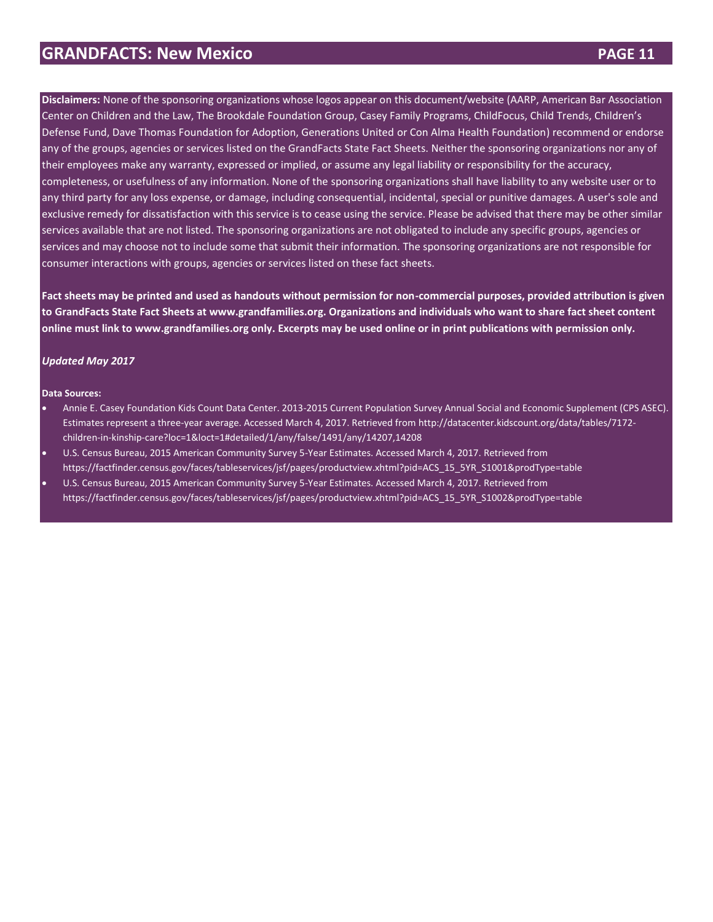**Disclaimers:** None of the sponsoring organizations whose logos appear on this document/website (AARP, American Bar Association Center on Children and the Law, The Brookdale Foundation Group, Casey Family Programs, ChildFocus, Child Trends, Children's Defense Fund, Dave Thomas Foundation for Adoption, Generations United or Con Alma Health Foundation) recommend or endorse any of the groups, agencies or services listed on the GrandFacts State Fact Sheets. Neither the sponsoring organizations nor any of their employees make any warranty, expressed or implied, or assume any legal liability or responsibility for the accuracy, completeness, or usefulness of any information. None of the sponsoring organizations shall have liability to any website user or to any third party for any loss expense, or damage, including consequential, incidental, special or punitive damages. A user's sole and exclusive remedy for dissatisfaction with this service is to cease using the service. Please be advised that there may be other similar services available that are not listed. The sponsoring organizations are not obligated to include any specific groups, agencies or services and may choose not to include some that submit their information. The sponsoring organizations are not responsible for consumer interactions with groups, agencies or services listed on these fact sheets.

**Fact sheets may be printed and used as handouts without permission for non-commercial purposes, provided attribution is given to GrandFacts State Fact Sheets at www.grandfamilies.org. Organizations and individuals who want to share fact sheet content online must link to www.grandfamilies.org only. Excerpts may be used online or in print publications with permission only.**

*Updated May 2017*

**Data Sources:**

- Annie E. Casey Foundation Kids Count Data Center. 2013-2015 Current Population Survey Annual Social and Economic Supplement (CPS ASEC). Estimates represent a three-year average. Accessed March 4, 2017. Retrieved from http://datacenter.kidscount.org/data/tables/7172-children-in-kinship-care?loc=1&loct=1#detailed/1/any/false/1491/any/14207,14208
- U.S. Census Bureau, 2015 American Community Survey 5-Year Estimates. Accessed March 4, 2017. Retrieved from https://factfinder.census.gov/faces/tableservices/jsf/pages/productview.xhtml?pid=ACS_15_5YR_S1001&prodType=table
- U.S. Census Bureau, 2015 American Community Survey 5-Year Estimates. Accessed March 4, 2017. Retrieved from https://factfinder.census.gov/faces/tableservices/jsf/pages/productview.xhtml?pid=ACS_15_5YR_S1002&prodType=table